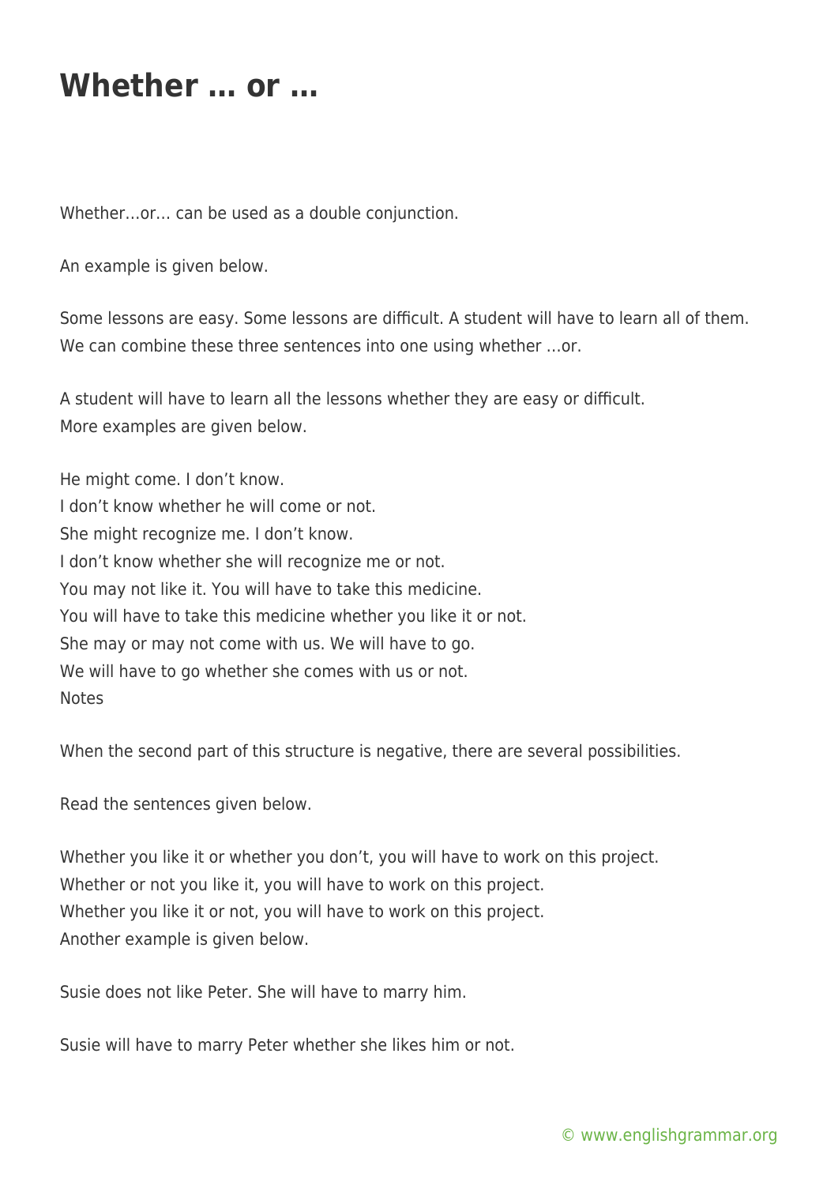# Whether … or …

Whether…or… can be used as a double conjunction.

An example is given below.

Some lessons are easy. Some lessons are difficult. A student will have to learn all of them.
We can combine these three sentences into one using whether …or.

A student will have to learn all the lessons whether they are easy or difficult.
More examples are given below.

He might come. I don't know.
I don't know whether he will come or not.
She might recognize me. I don't know.
I don't know whether she will recognize me or not.
You may not like it. You will have to take this medicine.
You will have to take this medicine whether you like it or not.
She may or may not come with us. We will have to go.
We will have to go whether she comes with us or not.
Notes

When the second part of this structure is negative, there are several possibilities.

Read the sentences given below.

Whether you like it or whether you don't, you will have to work on this project.
Whether or not you like it, you will have to work on this project.
Whether you like it or not, you will have to work on this project.
Another example is given below.

Susie does not like Peter. She will have to marry him.

Susie will have to marry Peter whether she likes him or not.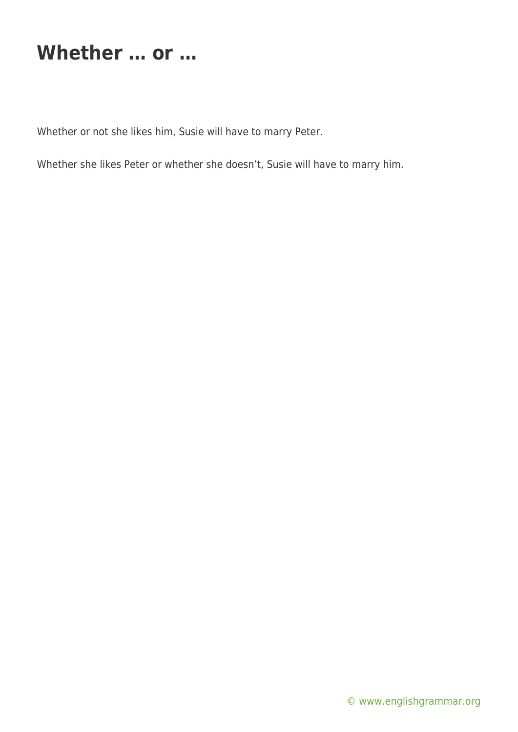# Whether … or …

Whether or not she likes him, Susie will have to marry Peter.

Whether she likes Peter or whether she doesn't, Susie will have to marry him.